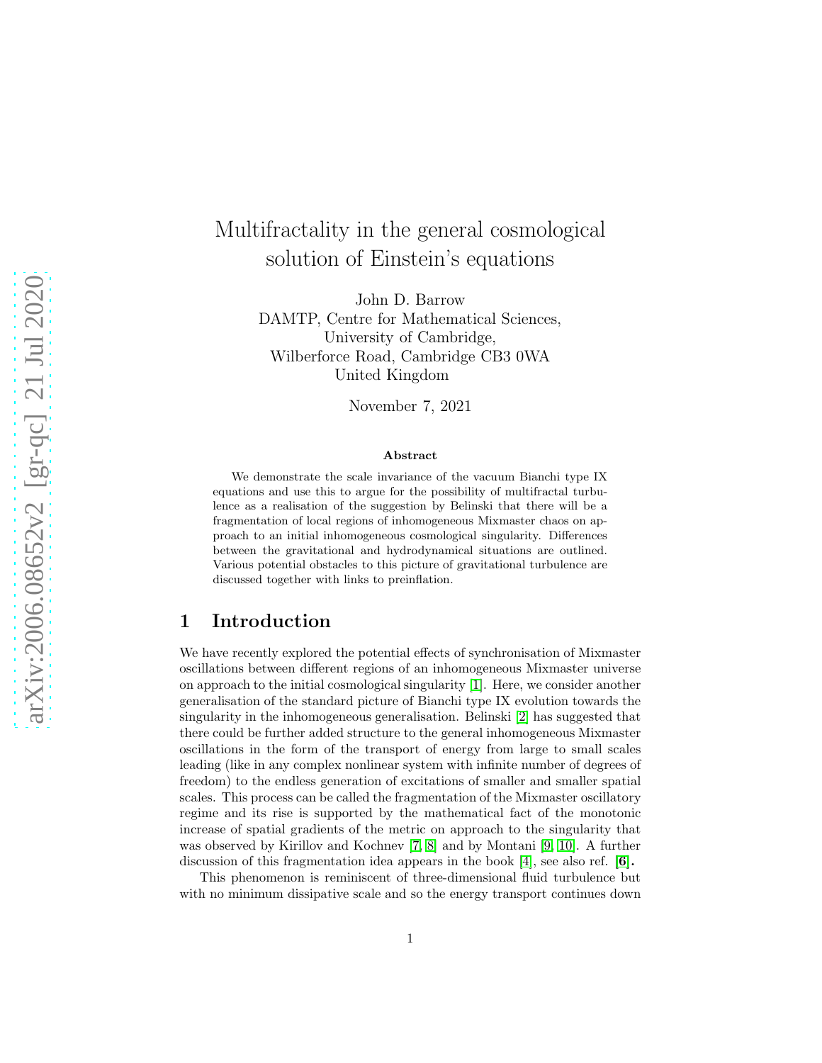# Multifractality in the general cosmological solution of Einstein's equations

John D. Barrow
DAMTP, Centre for Mathematical Sciences,
University of Cambridge,
Wilberforce Road, Cambridge CB3 0WA
United Kingdom

November 7, 2021

### Abstract

We demonstrate the scale invariance of the vacuum Bianchi type IX equations and use this to argue for the possibility of multifractal turbulence as a realisation of the suggestion by Belinski that there will be a fragmentation of local regions of inhomogeneous Mixmaster chaos on approach to an initial inhomogeneous cosmological singularity. Differences between the gravitational and hydrodynamical situations are outlined. Various potential obstacles to this picture of gravitational turbulence are discussed together with links to preinflation.

## 1 Introduction

We have recently explored the potential effects of synchronisation of Mixmaster oscillations between different regions of an inhomogeneous Mixmaster universe on approach to the initial cosmological singularity [1]. Here, we consider another generalisation of the standard picture of Bianchi type IX evolution towards the singularity in the inhomogeneous generalisation. Belinski [2] has suggested that there could be further added structure to the general inhomogeneous Mixmaster oscillations in the form of the transport of energy from large to small scales leading (like in any complex nonlinear system with infinite number of degrees of freedom) to the endless generation of excitations of smaller and smaller spatial scales. This process can be called the fragmentation of the Mixmaster oscillatory regime and its rise is supported by the mathematical fact of the monotonic increase of spatial gradients of the metric on approach to the singularity that was observed by Kirillov and Kochnev [7, 8] and by Montani [9, 10]. A further discussion of this fragmentation idea appears in the book [4], see also ref. **[6].**

This phenomenon is reminiscent of three-dimensional fluid turbulence but with no minimum dissipative scale and so the energy transport continues down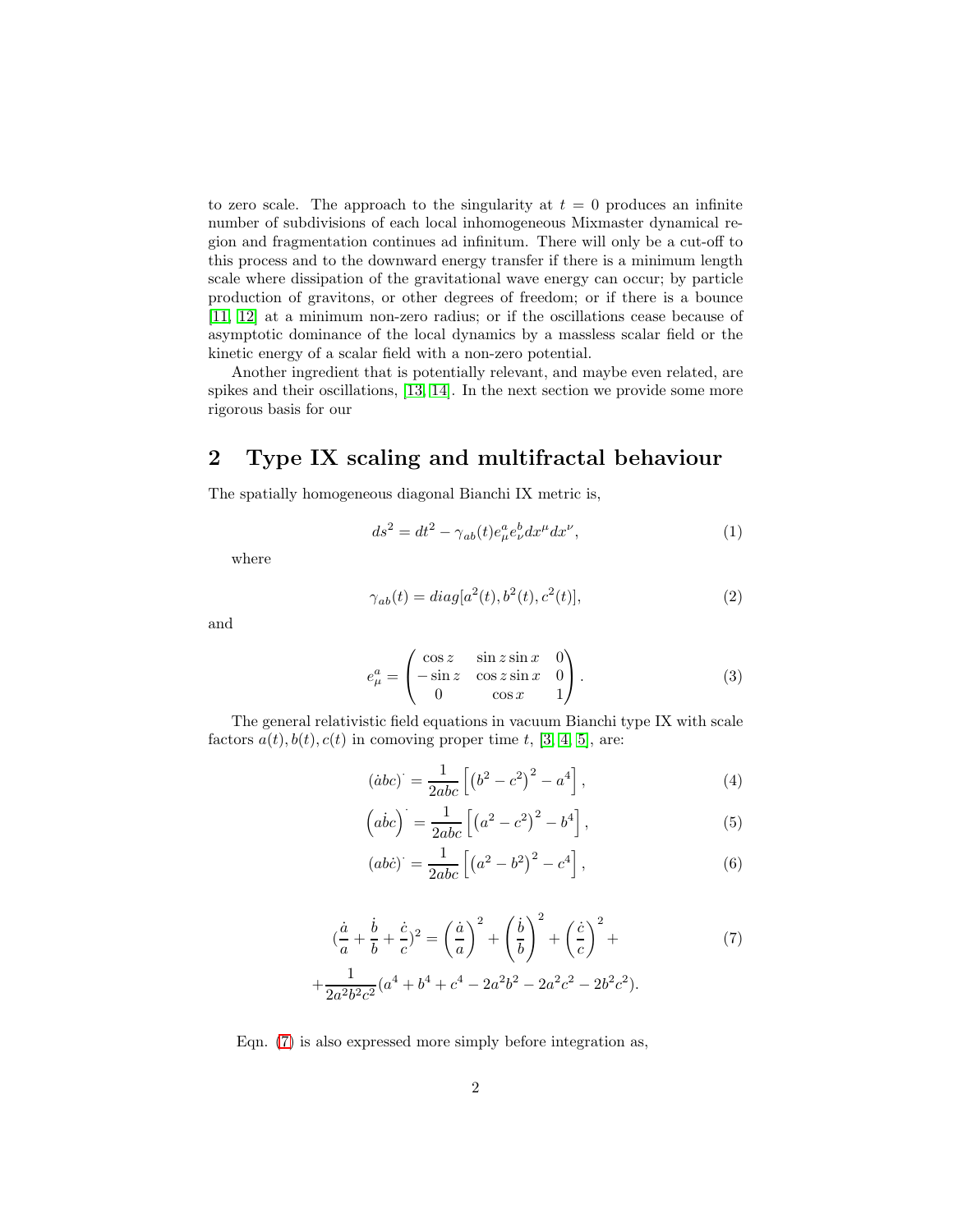to zero scale. The approach to the singularity at $t = 0$ produces an infinite number of subdivisions of each local inhomogeneous Mixmaster dynamical region and fragmentation continues ad infinitum. There will only be a cut-off to this process and to the downward energy transfer if there is a minimum length scale where dissipation of the gravitational wave energy can occur; by particle production of gravitons, or other degrees of freedom; or if there is a bounce [11, 12] at a minimum non-zero radius; or if the oscillations cease because of asymptotic dominance of the local dynamics by a massless scalar field or the kinetic energy of a scalar field with a non-zero potential.

Another ingredient that is potentially relevant, and maybe even related, are spikes and their oscillations, [13, 14]. In the next section we provide some more rigorous basis for our

## 2 Type IX scaling and multifractal behaviour

The spatially homogeneous diagonal Bianchi IX metric is,

$$ds^2 = dt^2 - \gamma_{ab}(t) e^a_\mu e^b_\nu dx^\mu dx^\nu, \tag{1}$$

where

$$\gamma_{ab}(t) = diag[a^2(t), b^2(t), c^2(t)], \tag{2}$$

and

$$e^a_\mu = \begin{pmatrix} \cos z & \sin z \sin x & 0 \\ -\sin z & \cos z \sin x & 0 \\ 0 & \cos x & 1 \end{pmatrix}. \tag{3}$$

The general relativistic field equations in vacuum Bianchi type IX with scale factors $a(t), b(t), c(t)$ in comoving proper time $t$, [3, 4, 5], are:

$$(\dot{a}bc)^{\cdot} = \frac{1}{2abc}\left[\left(b^2 - c^2\right)^2 - a^4\right], \tag{4}$$

$$\left(a\dot{b}c\right)^{\cdot} = \frac{1}{2abc}\left[\left(a^2 - c^2\right)^2 - b^4\right], \tag{5}$$

$$(ab\dot{c})^{\cdot} = \frac{1}{2abc}\left[\left(a^2 - b^2\right)^2 - c^4\right], \tag{6}$$

$$\begin{aligned}(\frac{\dot{a}}{a} + \frac{\dot{b}}{b} + \frac{\dot{c}}{c})^2 &= \left(\frac{\dot{a}}{a}\right)^2 + \left(\frac{\dot{b}}{b}\right)^2 + \left(\frac{\dot{c}}{c}\right)^2 + \\ &+ \frac{1}{2a^2b^2c^2}(a^4 + b^4 + c^4 - 2a^2b^2 - 2a^2c^2 - 2b^2c^2).\end{aligned} \tag{7}$$

Eqn. (7) is also expressed more simply before integration as,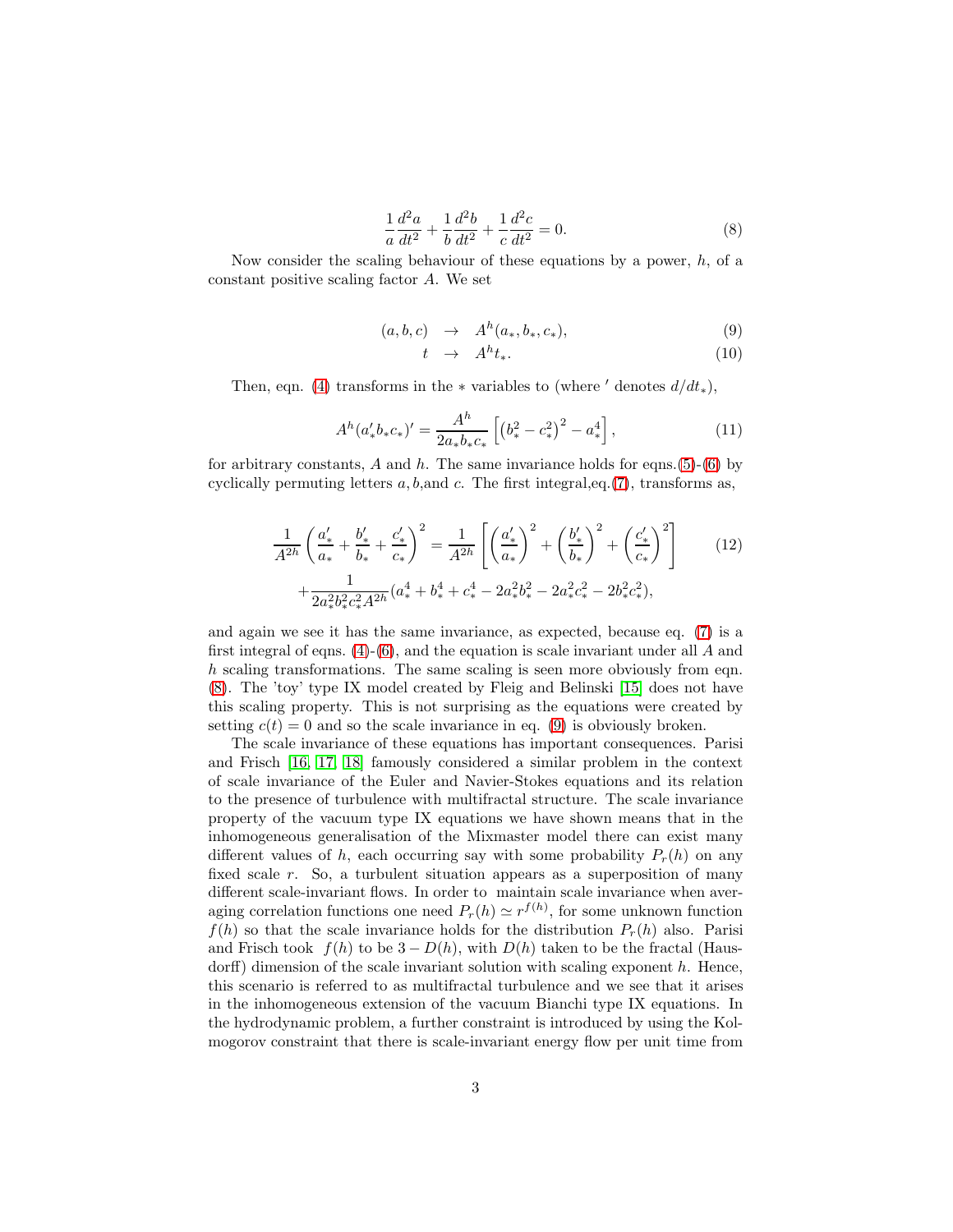$$\frac{1}{a}\frac{d^2a}{dt^2}+\frac{1}{b}\frac{d^2b}{dt^2}+\frac{1}{c}\frac{d^2c}{dt^2}=0. \tag{8}$$

Now consider the scaling behaviour of these equations by a power, $h$, of a constant positive scaling factor $A$. We set

$$(a,b,c) \quad \rightarrow \quad A^h(a_*,b_*,c_*), \tag{9}$$
$$t \quad \rightarrow \quad A^h t_*. \tag{10}$$

Then, eqn. (4) transforms in the $*$ variables to (where $'$ denotes $d/dt_*$),

$$A^h(a_*'b_*c_*)'=\frac{A^h}{2a_*b_*c_*}\left[\left(b_*^2-c_*^2\right)^2-a_*^4\right], \tag{11}$$

for arbitrary constants, $A$ and $h$. The same invariance holds for eqns.(5)-(6) by cyclically permuting letters $a,b,$and $c$. The first integral,eq.(7), transforms as,

$$\frac{1}{A^{2h}}\left(\frac{a_*'}{a_*}+\frac{b_*'}{b_*}+\frac{c_*'}{c_*}\right)^2=\frac{1}{A^{2h}}\left[\left(\frac{a_*'}{a_*}\right)^2+\left(\frac{b_*'}{b_*}\right)^2+\left(\frac{c_*'}{c_*}\right)^2\right] \tag{12}$$
$$+\frac{1}{2a_*^2b_*^2c_*^2A^{2h}}(a_*^4+b_*^4+c_*^4-2a_*^2b_*^2-2a_*^2c_*^2-2b_*^2c_*^2),$$

and again we see it has the same invariance, as expected, because eq. (7) is a first integral of eqns. (4)-(6), and the equation is scale invariant under all $A$ and $h$ scaling transformations. The same scaling is seen more obviously from eqn. (8). The 'toy' type IX model created by Fleig and Belinski [15] does not have this scaling property. This is not surprising as the equations were created by setting $c(t)=0$ and so the scale invariance in eq. (9) is obviously broken.

The scale invariance of these equations has important consequences. Parisi and Frisch [16, 17, 18] famously considered a similar problem in the context of scale invariance of the Euler and Navier-Stokes equations and its relation to the presence of turbulence with multifractal structure. The scale invariance property of the vacuum type IX equations we have shown means that in the inhomogeneous generalisation of the Mixmaster model there can exist many different values of $h$, each occurring say with some probability $P_r(h)$ on any fixed scale $r$. So, a turbulent situation appears as a superposition of many different scale-invariant flows. In order to maintain scale invariance when averaging correlation functions one need $P_r(h)\simeq r^{f(h)}$, for some unknown function $f(h)$ so that the scale invariance holds for the distribution $P_r(h)$ also. Parisi and Frisch took $f(h)$ to be $3-D(h)$, with $D(h)$ taken to be the fractal (Hausdorff) dimension of the scale invariant solution with scaling exponent $h$. Hence, this scenario is referred to as multifractal turbulence and we see that it arises in the inhomogeneous extension of the vacuum Bianchi type IX equations. In the hydrodynamic problem, a further constraint is introduced by using the Kolmogorov constraint that there is scale-invariant energy flow per unit time from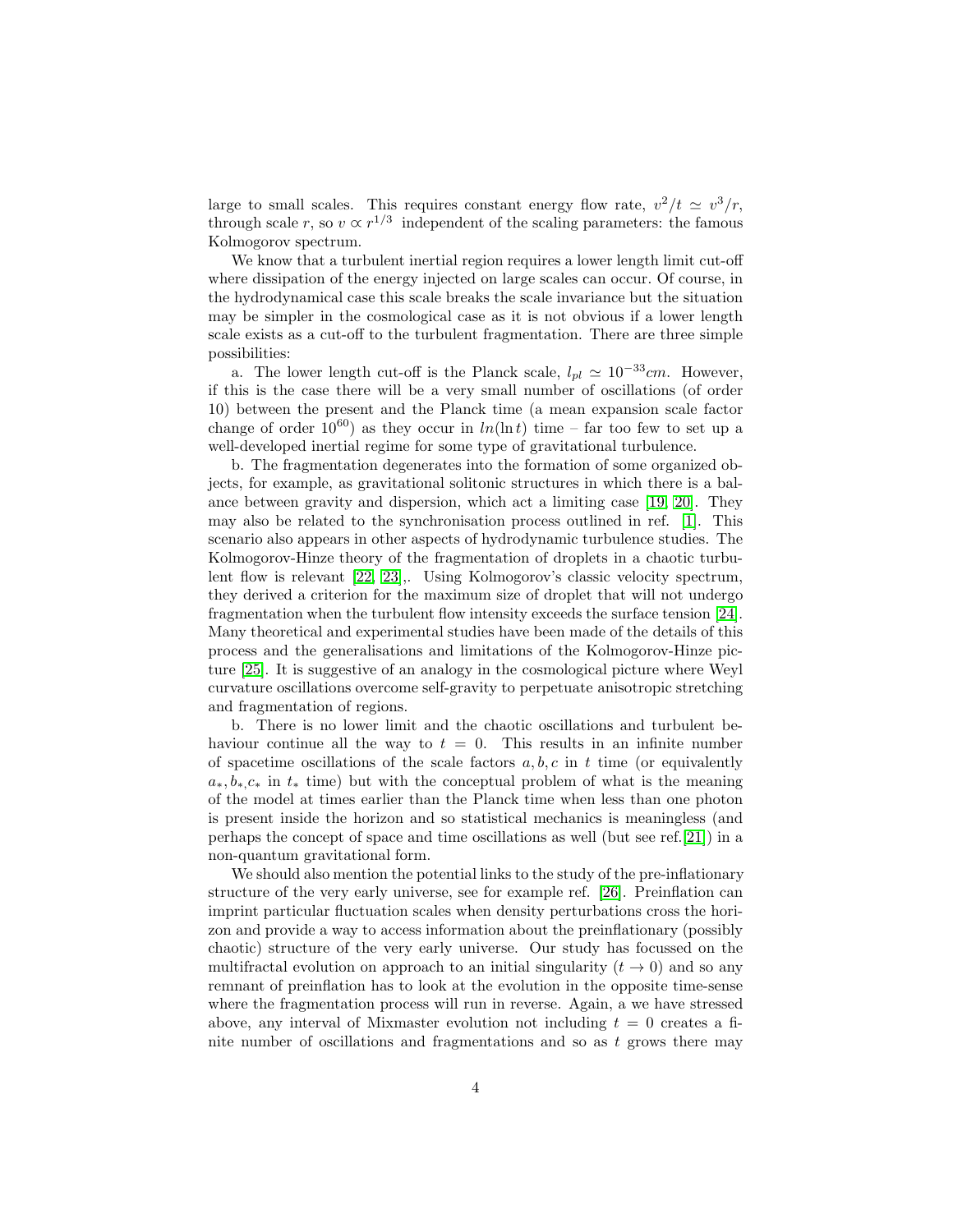large to small scales. This requires constant energy flow rate, $v^2/t \simeq v^3/r$, through scale $r$, so $v \propto r^{1/3}$ independent of the scaling parameters: the famous Kolmogorov spectrum.

We know that a turbulent inertial region requires a lower length limit cut-off where dissipation of the energy injected on large scales can occur. Of course, in the hydrodynamical case this scale breaks the scale invariance but the situation may be simpler in the cosmological case as it is not obvious if a lower length scale exists as a cut-off to the turbulent fragmentation. There are three simple possibilities:

a. The lower length cut-off is the Planck scale, $l_{pl} \simeq 10^{-33} cm$. However, if this is the case there will be a very small number of oscillations (of order 10) between the present and the Planck time (a mean expansion scale factor change of order $10^{60}$) as they occur in $ln(\ln t)$ time – far too few to set up a well-developed inertial regime for some type of gravitational turbulence.

b. The fragmentation degenerates into the formation of some organized objects, for example, as gravitational solitonic structures in which there is a balance between gravity and dispersion, which act a limiting case [19, 20]. They may also be related to the synchronisation process outlined in ref. [1]. This scenario also appears in other aspects of hydrodynamic turbulence studies. The Kolmogorov-Hinze theory of the fragmentation of droplets in a chaotic turbulent flow is relevant [22, 23],. Using Kolmogorov's classic velocity spectrum, they derived a criterion for the maximum size of droplet that will not undergo fragmentation when the turbulent flow intensity exceeds the surface tension [24]. Many theoretical and experimental studies have been made of the details of this process and the generalisations and limitations of the Kolmogorov-Hinze picture [25]. It is suggestive of an analogy in the cosmological picture where Weyl curvature oscillations overcome self-gravity to perpetuate anisotropic stretching and fragmentation of regions.

b. There is no lower limit and the chaotic oscillations and turbulent behaviour continue all the way to $t = 0$. This results in an infinite number of spacetime oscillations of the scale factors $a, b, c$ in $t$ time (or equivalently $a_*, b_*, c_*$ in $t_*$ time) but with the conceptual problem of what is the meaning of the model at times earlier than the Planck time when less than one photon is present inside the horizon and so statistical mechanics is meaningless (and perhaps the concept of space and time oscillations as well (but see ref.[21]) in a non-quantum gravitational form.

We should also mention the potential links to the study of the pre-inflationary structure of the very early universe, see for example ref. [26]. Preinflation can imprint particular fluctuation scales when density perturbations cross the horizon and provide a way to access information about the preinflationary (possibly chaotic) structure of the very early universe. Our study has focussed on the multifractal evolution on approach to an initial singularity ($t \to 0$) and so any remnant of preinflation has to look at the evolution in the opposite time-sense where the fragmentation process will run in reverse. Again, a we have stressed above, any interval of Mixmaster evolution not including $t = 0$ creates a finite number of oscillations and fragmentations and so as $t$ grows there may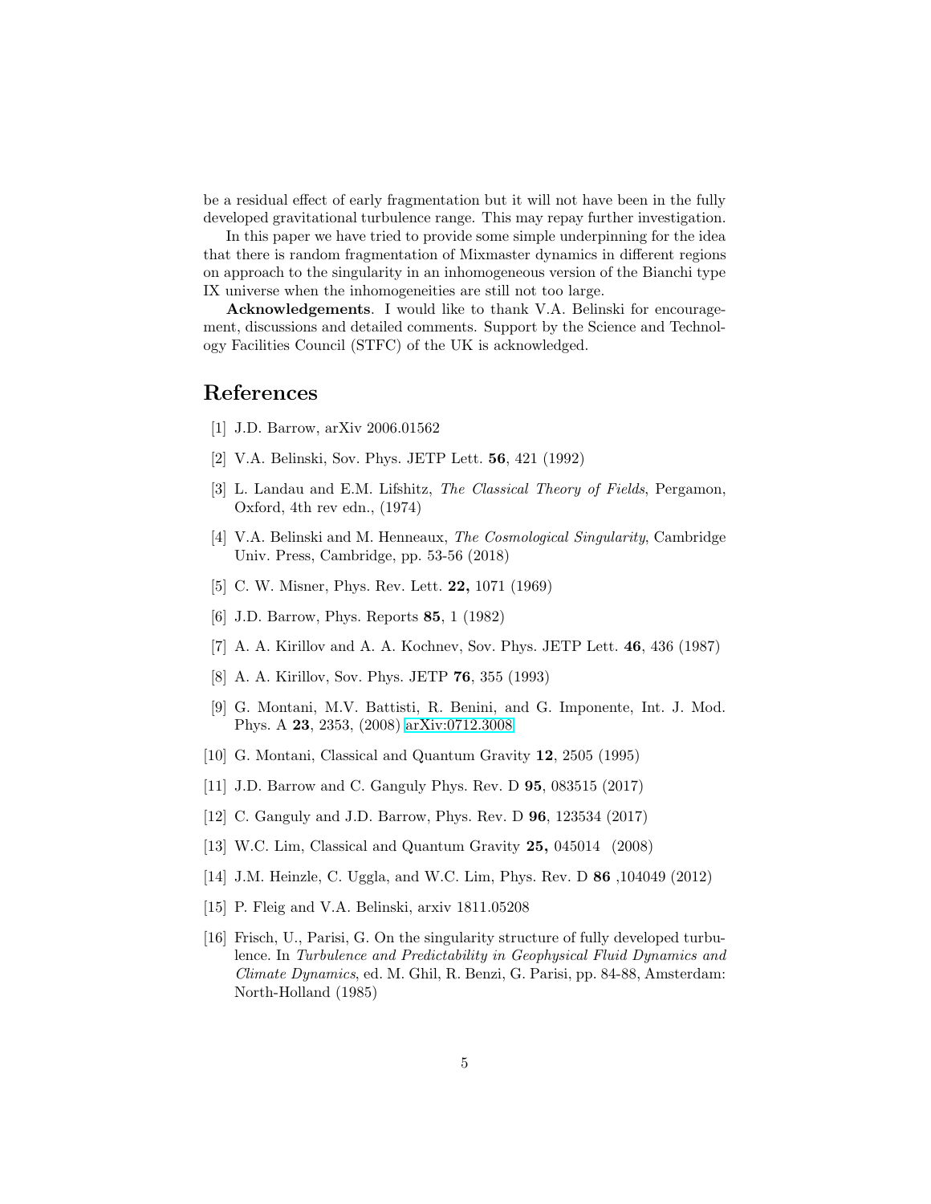be a residual effect of early fragmentation but it will not have been in the fully developed gravitational turbulence range. This may repay further investigation.

In this paper we have tried to provide some simple underpinning for the idea that there is random fragmentation of Mixmaster dynamics in different regions on approach to the singularity in an inhomogeneous version of the Bianchi type IX universe when the inhomogeneities are still not too large.

**Acknowledgements**. I would like to thank V.A. Belinski for encouragement, discussions and detailed comments. Support by the Science and Technology Facilities Council (STFC) of the UK is acknowledged.

## References

[1] J.D. Barrow, arXiv 2006.01562

[2] V.A. Belinski, Sov. Phys. JETP Lett. **56**, 421 (1992)

[3] L. Landau and E.M. Lifshitz, *The Classical Theory of Fields*, Pergamon, Oxford, 4th rev edn., (1974)

[4] V.A. Belinski and M. Henneaux, *The Cosmological Singularity*, Cambridge Univ. Press, Cambridge, pp. 53-56 (2018)

[5] C. W. Misner, Phys. Rev. Lett. **22,** 1071 (1969)

[6] J.D. Barrow, Phys. Reports **85**, 1 (1982)

[7] A. A. Kirillov and A. A. Kochnev, Sov. Phys. JETP Lett. **46**, 436 (1987)

[8] A. A. Kirillov, Sov. Phys. JETP **76**, 355 (1993)

[9] G. Montani, M.V. Battisti, R. Benini, and G. Imponente, Int. J. Mod. Phys. A **23**, 2353, (2008) arXiv:0712.3008

[10] G. Montani, Classical and Quantum Gravity **12**, 2505 (1995)

[11] J.D. Barrow and C. Ganguly Phys. Rev. D **95**, 083515 (2017)

[12] C. Ganguly and J.D. Barrow, Phys. Rev. D **96**, 123534 (2017)

[13] W.C. Lim, Classical and Quantum Gravity **25,** 045014 (2008)

[14] J.M. Heinzle, C. Uggla, and W.C. Lim, Phys. Rev. D **86** ,104049 (2012)

[15] P. Fleig and V.A. Belinski, arxiv 1811.05208

[16] Frisch, U., Parisi, G. On the singularity structure of fully developed turbulence. In *Turbulence and Predictability in Geophysical Fluid Dynamics and Climate Dynamics*, ed. M. Ghil, R. Benzi, G. Parisi, pp. 84-88, Amsterdam: North-Holland (1985)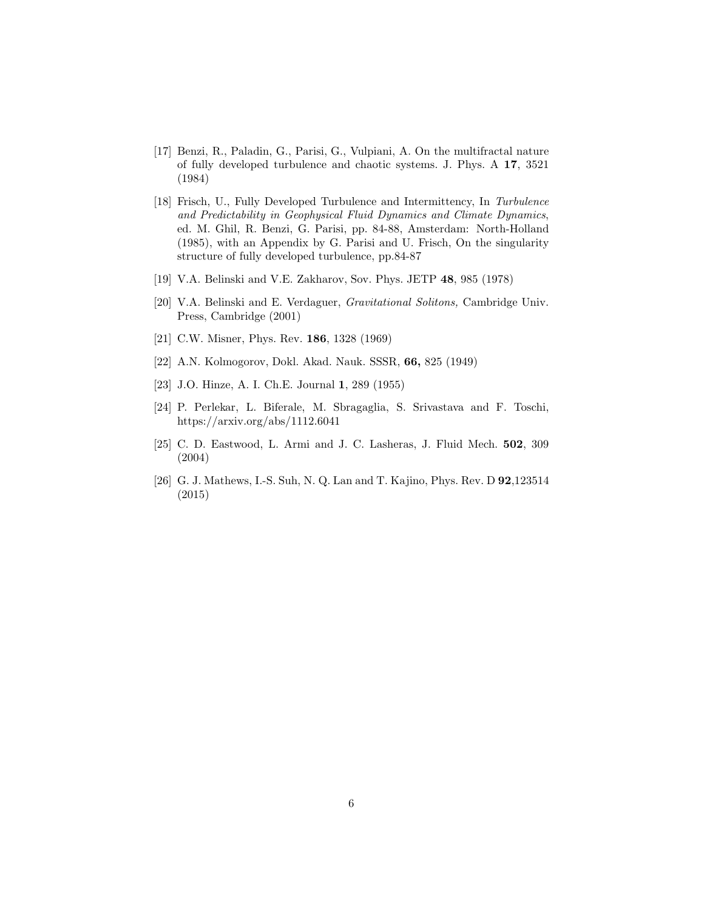[17] Benzi, R., Paladin, G., Parisi, G., Vulpiani, A. On the multifractal nature of fully developed turbulence and chaotic systems. J. Phys. A **17**, 3521 (1984)

[18] Frisch, U., Fully Developed Turbulence and Intermittency, In *Turbulence and Predictability in Geophysical Fluid Dynamics and Climate Dynamics*, ed. M. Ghil, R. Benzi, G. Parisi, pp. 84-88, Amsterdam: North-Holland (1985), with an Appendix by G. Parisi and U. Frisch, On the singularity structure of fully developed turbulence, pp.84-87

[19] V.A. Belinski and V.E. Zakharov, Sov. Phys. JETP **48**, 985 (1978)

[20] V.A. Belinski and E. Verdaguer, *Gravitational Solitons,* Cambridge Univ. Press, Cambridge (2001)

[21] C.W. Misner, Phys. Rev. **186**, 1328 (1969)

[22] A.N. Kolmogorov, Dokl. Akad. Nauk. SSSR, **66,** 825 (1949)

[23] J.O. Hinze, A. I. Ch.E. Journal **1**, 289 (1955)

[24] P. Perlekar, L. Biferale, M. Sbragaglia, S. Srivastava and F. Toschi, https://arxiv.org/abs/1112.6041

[25] C. D. Eastwood, L. Armi and J. C. Lasheras, J. Fluid Mech. **502**, 309 (2004)

[26] G. J. Mathews, I.-S. Suh, N. Q. Lan and T. Kajino, Phys. Rev. D **92**,123514 (2015)